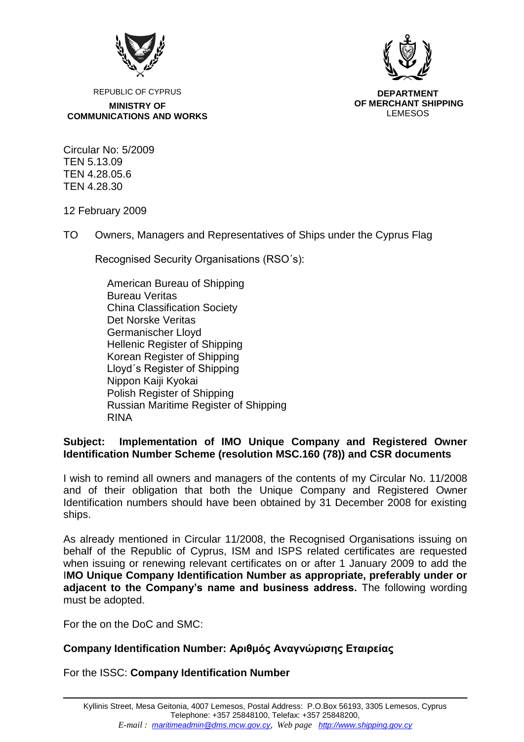REPUBLIC OF CYPRUS

**MINISTRY OF COMMUNICATIONS AND WORKS**

**DEPARTMENT OF MERCHANT SHIPPING**
LEMESOS

Circular No: 5/2009
TEN 5.13.09
TEN 4.28.05.6
TEN 4.28.30

12 February 2009

TO Owners, Managers and Representatives of Ships under the Cyprus Flag

Recognised Security Organisations (RSO´s):

American Bureau of Shipping
Bureau Veritas
China Classification Society
Det Norske Veritas
Germanischer Lloyd
Hellenic Register of Shipping
Korean Register of Shipping
Lloyd´s Register of Shipping
Nippon Kaiji Kyokai
Polish Register of Shipping
Russian Maritime Register of Shipping
RINA

**Subject: Implementation of IMO Unique Company and Registered Owner Identification Number Scheme (resolution MSC.160 (78)) and CSR documents**

I wish to remind all owners and managers of the contents of my Circular No. 11/2008 and of their obligation that both the Unique Company and Registered Owner Identification numbers should have been obtained by 31 December 2008 for existing ships.

As already mentioned in Circular 11/2008, the Recognised Organisations issuing on behalf of the Republic of Cyprus, ISM and ISPS related certificates are requested when issuing or renewing relevant certificates on or after 1 January 2009 to add the I**MO Unique Company Identification Number as appropriate, preferably under or adjacent to the Company's name and business address.** The following wording must be adopted.

For the on the DoC and SMC:

**Company Identification Number: Αριθμός Αναγνώρισης Εταιρείας**

For the ISSC: **Company Identification Number**

Kyllinis Street, Mesa Geitonia, 4007 Lemesos, Postal Address: P.O.Box 56193, 3305 Lemesos, Cyprus
Telephone: +357 25848100, Telefax: +357 25848200,
*E-mail : maritimeadmin@dms.mcw.gov.cy, Web page http://www.shipping.gov.cy*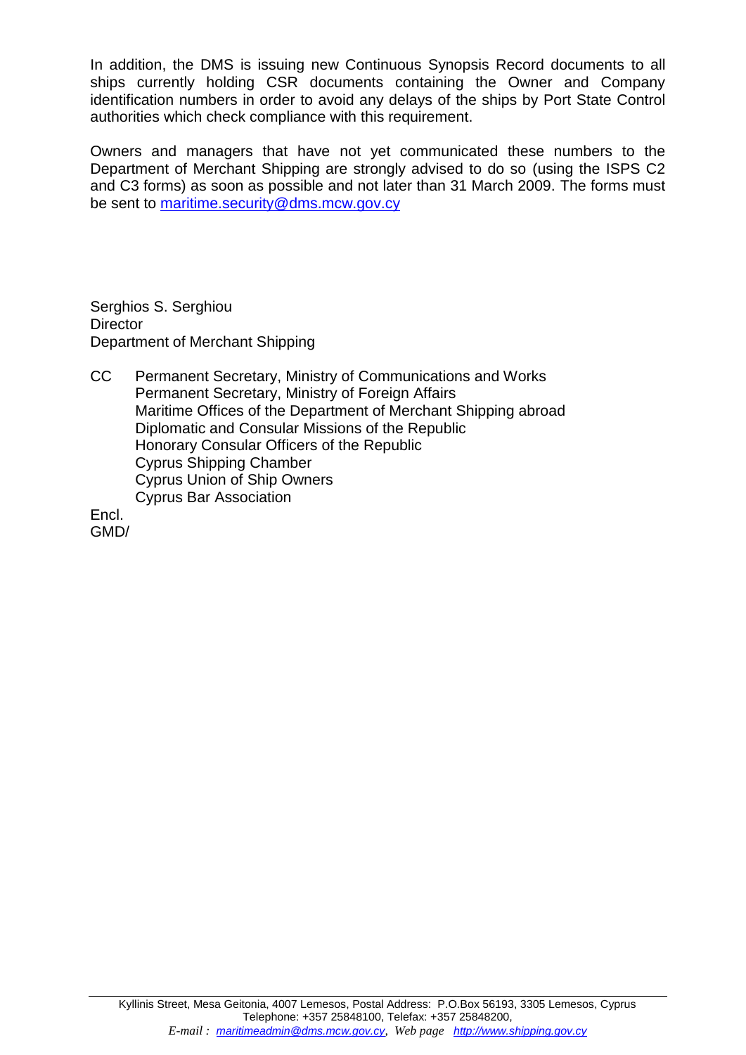In addition, the DMS is issuing new Continuous Synopsis Record documents to all ships currently holding CSR documents containing the Owner and Company identification numbers in order to avoid any delays of the ships by Port State Control authorities which check compliance with this requirement.

Owners and managers that have not yet communicated these numbers to the Department of Merchant Shipping are strongly advised to do so (using the ISPS C2 and C3 forms) as soon as possible and not later than 31 March 2009. The forms must be sent to maritime.security@dms.mcw.gov.cy

Serghios S. Serghiou
Director
Department of Merchant Shipping

CC Permanent Secretary, Ministry of Communications and Works
Permanent Secretary, Ministry of Foreign Affairs
Maritime Offices of the Department of Merchant Shipping abroad
Diplomatic and Consular Missions of the Republic
Honorary Consular Officers of the Republic
Cyprus Shipping Chamber
Cyprus Union of Ship Owners
Cyprus Bar Association

Encl.
GMD/

Kyllinis Street, Mesa Geitonia, 4007 Lemesos, Postal Address: P.O.Box 56193, 3305 Lemesos, Cyprus
Telephone: +357 25848100, Telefax: +357 25848200,
*E-mail : maritimeadmin@dms.mcw.gov.cy, Web page http://www.shipping.gov.cy*